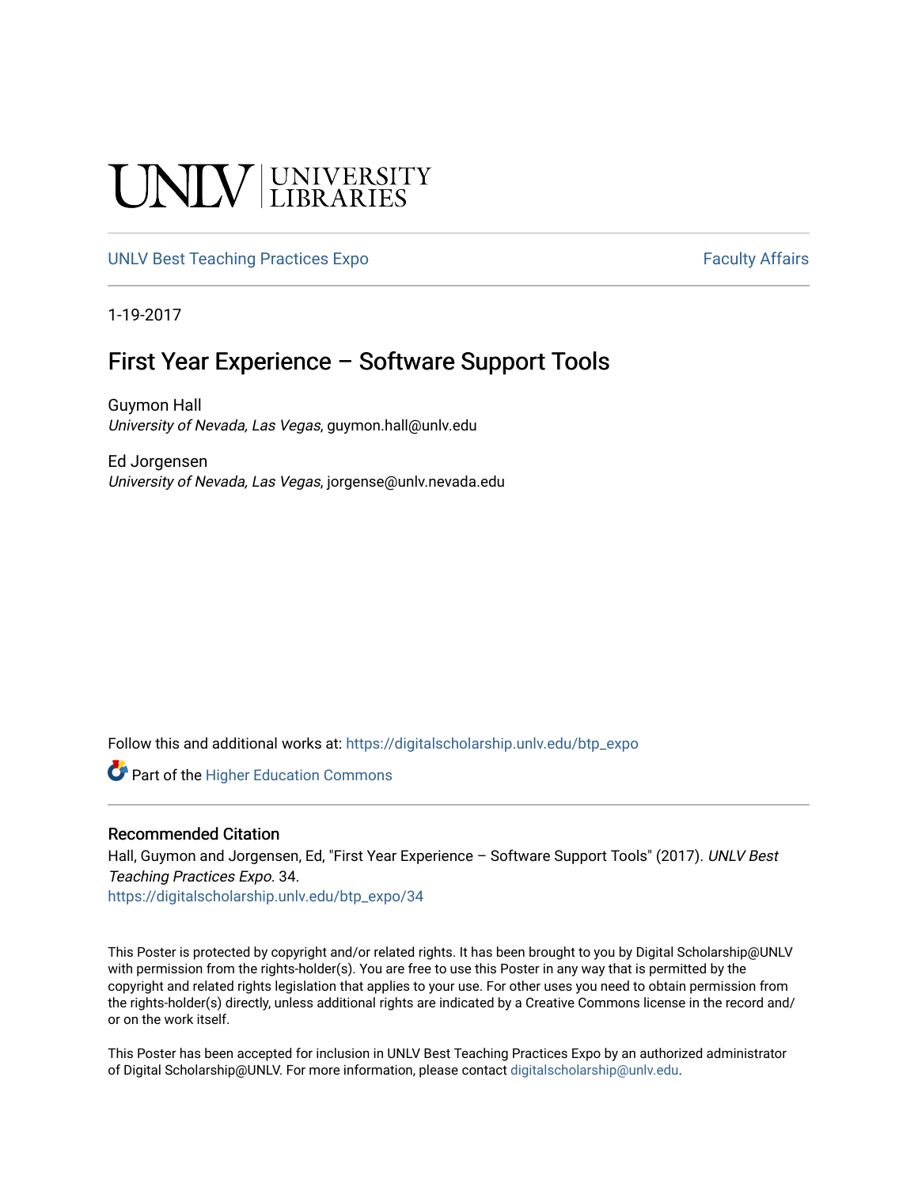UNLV | UNIVERSITY LIBRARIES

UNLV Best Teaching Practices Expo | Faculty Affairs

1-19-2017

# First Year Experience – Software Support Tools

Guymon Hall
*University of Nevada, Las Vegas*, guymon.hall@unlv.edu

Ed Jorgensen
*University of Nevada, Las Vegas*, jorgense@unlv.nevada.edu

Follow this and additional works at: https://digitalscholarship.unlv.edu/btp_expo

Part of the Higher Education Commons

## Recommended Citation

Hall, Guymon and Jorgensen, Ed, "First Year Experience – Software Support Tools" (2017). *UNLV Best Teaching Practices Expo*. 34.
https://digitalscholarship.unlv.edu/btp_expo/34

This Poster is protected by copyright and/or related rights. It has been brought to you by Digital Scholarship@UNLV with permission from the rights-holder(s). You are free to use this Poster in any way that is permitted by the copyright and related rights legislation that applies to your use. For other uses you need to obtain permission from the rights-holder(s) directly, unless additional rights are indicated by a Creative Commons license in the record and/or on the work itself.

This Poster has been accepted for inclusion in UNLV Best Teaching Practices Expo by an authorized administrator of Digital Scholarship@UNLV. For more information, please contact digitalscholarship@unlv.edu.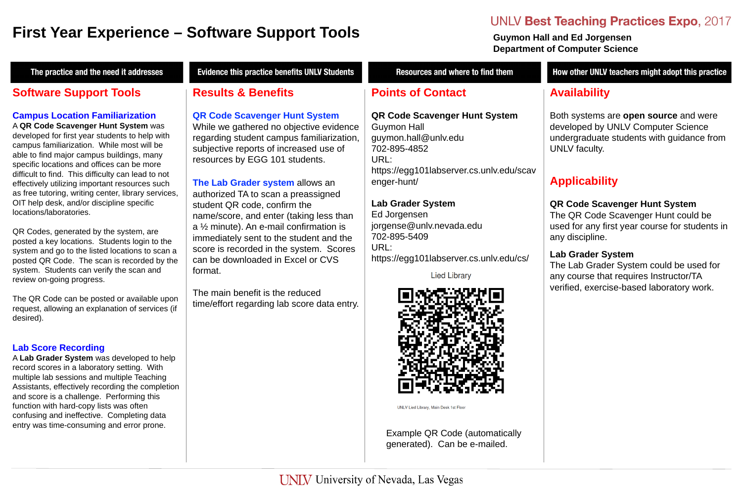# First Year Experience – Software Support Tools

UNLV **Best Teaching Practices Expo**, 2017

**Guymon Hall and Ed Jorgensen**
**Department of Computer Science**

## The practice and the need it addresses

### Software Support Tools

#### Campus Location Familiarization

A **QR Code Scavenger Hunt System** was developed for first year students to help with campus familiarization. While most will be able to find major campus buildings, many specific locations and offices can be more difficult to find. This difficulty can lead to not effectively utilizing important resources such as free tutoring, writing center, library services, OIT help desk, and/or discipline specific locations/laboratories.

QR Codes, generated by the system, are posted a key locations. Students login to the system and go to the listed locations to scan a posted QR Code. The scan is recorded by the system. Students can verify the scan and review on-going progress.

The QR Code can be posted or available upon request, allowing an explanation of services (if desired).

#### Lab Score Recording

A **Lab Grader System** was developed to help record scores in a laboratory setting. With multiple lab sessions and multiple Teaching Assistants, effectively recording the completion and score is a challenge. Performing this function with hard-copy lists was often confusing and ineffective. Completing data entry was time-consuming and error prone.

## Evidence this practice benefits UNLV Students

### Results & Benefits

#### QR Code Scavenger Hunt System

While we gathered no objective evidence regarding student campus familiarization, subjective reports of increased use of resources by EGG 101 students.

**The Lab Grader system** allows an authorized TA to scan a preassigned student QR code, confirm the name/score, and enter (taking less than a ½ minute). An e-mail confirmation is immediately sent to the student and the score is recorded in the system. Scores can be downloaded in Excel or CVS format.

The main benefit is the reduced time/effort regarding lab score data entry.

## Resources and where to find them

### Points of Contact

**QR Code Scavenger Hunt System**
Guymon Hall
guymon.hall@unlv.edu
702-895-4852
URL:
https://egg101labserver.cs.unlv.edu/scavenger-hunt/

**Lab Grader System**
Ed Jorgensen
jorgense@unlv.nevada.edu
702-895-5409
URL:
https://egg101labserver.cs.unlv.edu/cs/

Lied Library

UNLV Lied Library, Main Desk 1st Floor

Example QR Code (automatically generated). Can be e-mailed.

## How other UNLV teachers might adopt this practice

### Availability

Both systems are **open source** and were developed by UNLV Computer Science undergraduate students with guidance from UNLV faculty.

### Applicability

**QR Code Scavenger Hunt System**
The QR Code Scavenger Hunt could be used for any first year course for students in any discipline.

**Lab Grader System**
The Lab Grader System could be used for any course that requires Instructor/TA verified, exercise-based laboratory work.

UNLV University of Nevada, Las Vegas